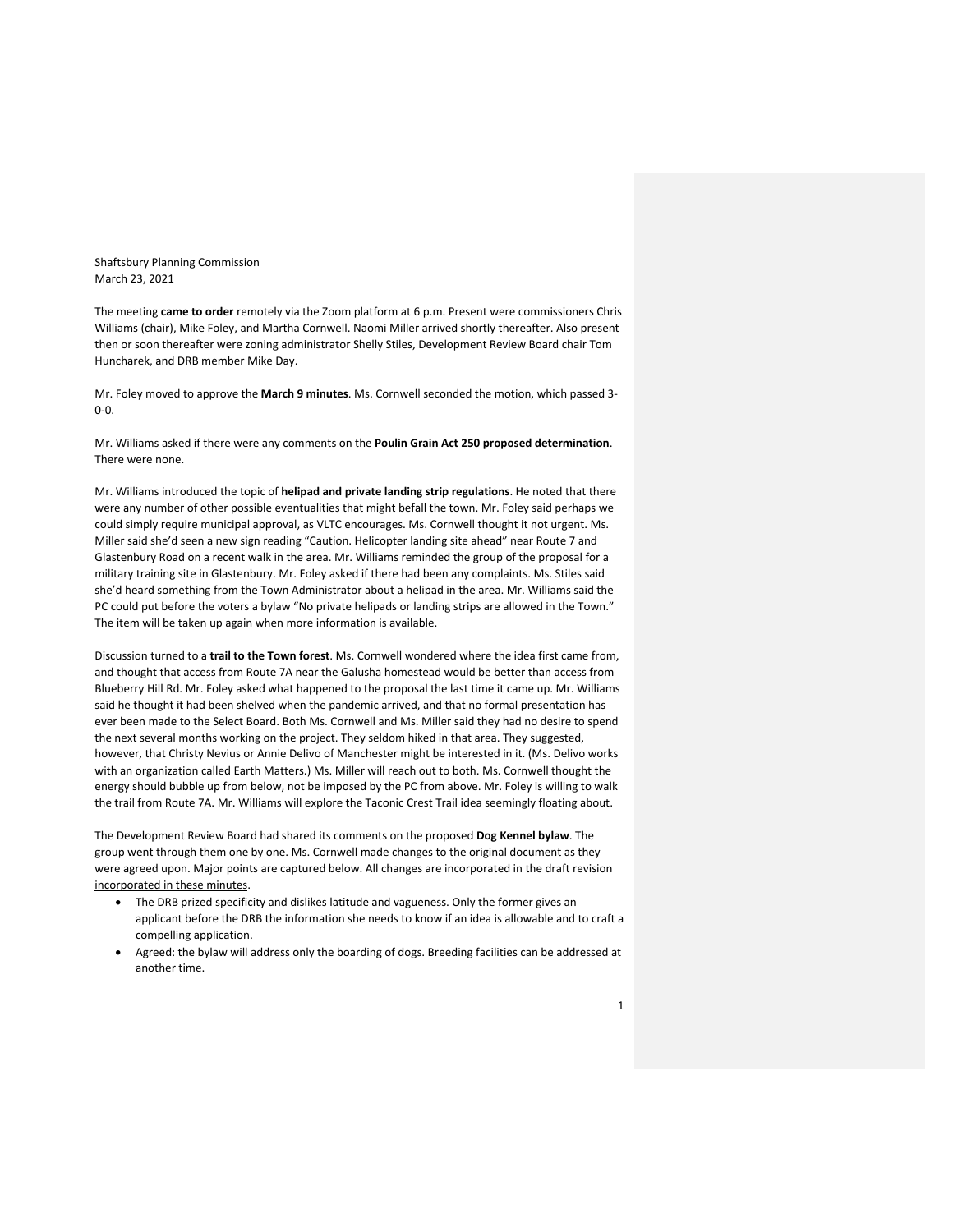Shaftsbury Planning Commission
March 23, 2021

The meeting **came to order** remotely via the Zoom platform at 6 p.m. Present were commissioners Chris Williams (chair), Mike Foley, and Martha Cornwell. Naomi Miller arrived shortly thereafter. Also present then or soon thereafter were zoning administrator Shelly Stiles, Development Review Board chair Tom Huncharek, and DRB member Mike Day.

Mr. Foley moved to approve the **March 9 minutes**. Ms. Cornwell seconded the motion, which passed 3-0-0.

Mr. Williams asked if there were any comments on the **Poulin Grain Act 250 proposed determination**. There were none.

Mr. Williams introduced the topic of **helipad and private landing strip regulations**. He noted that there were any number of other possible eventualities that might befall the town. Mr. Foley said perhaps we could simply require municipal approval, as VLTC encourages. Ms. Cornwell thought it not urgent. Ms. Miller said she'd seen a new sign reading "Caution. Helicopter landing site ahead" near Route 7 and Glastenbury Road on a recent walk in the area. Mr. Williams reminded the group of the proposal for a military training site in Glastenbury. Mr. Foley asked if there had been any complaints. Ms. Stiles said she'd heard something from the Town Administrator about a helipad in the area. Mr. Williams said the PC could put before the voters a bylaw "No private helipads or landing strips are allowed in the Town." The item will be taken up again when more information is available.

Discussion turned to a **trail to the Town forest**. Ms. Cornwell wondered where the idea first came from, and thought that access from Route 7A near the Galusha homestead would be better than access from Blueberry Hill Rd. Mr. Foley asked what happened to the proposal the last time it came up. Mr. Williams said he thought it had been shelved when the pandemic arrived, and that no formal presentation has ever been made to the Select Board. Both Ms. Cornwell and Ms. Miller said they had no desire to spend the next several months working on the project. They seldom hiked in that area. They suggested, however, that Christy Nevius or Annie Delivo of Manchester might be interested in it. (Ms. Delivo works with an organization called Earth Matters.) Ms. Miller will reach out to both. Ms. Cornwell thought the energy should bubble up from below, not be imposed by the PC from above. Mr. Foley is willing to walk the trail from Route 7A. Mr. Williams will explore the Taconic Crest Trail idea seemingly floating about.

The Development Review Board had shared its comments on the proposed **Dog Kennel bylaw**. The group went through them one by one. Ms. Cornwell made changes to the original document as they were agreed upon. Major points are captured below. All changes are incorporated in the draft revision incorporated in these minutes.

- The DRB prized specificity and dislikes latitude and vagueness. Only the former gives an applicant before the DRB the information she needs to know if an idea is allowable and to craft a compelling application.
- Agreed: the bylaw will address only the boarding of dogs. Breeding facilities can be addressed at another time.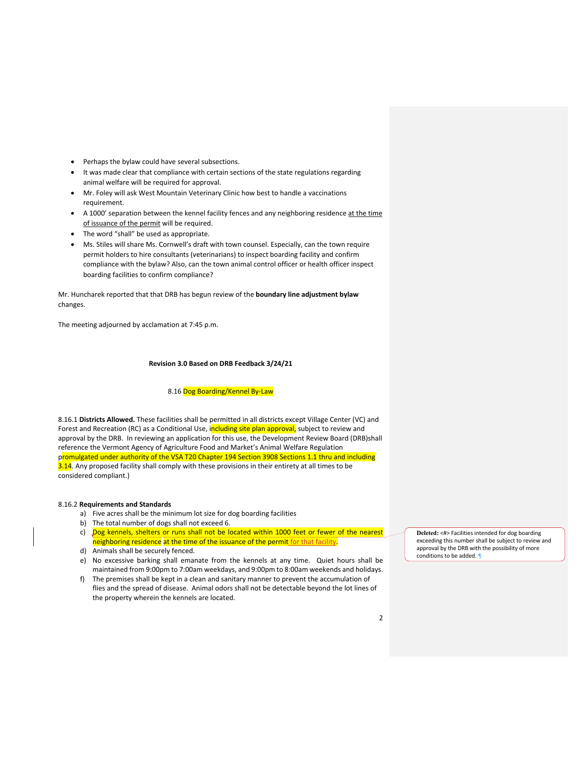- Perhaps the bylaw could have several subsections.
- It was made clear that compliance with certain sections of the state regulations regarding animal welfare will be required for approval.
- Mr. Foley will ask West Mountain Veterinary Clinic how best to handle a vaccinations requirement.
- A 1000' separation between the kennel facility fences and any neighboring residence at the time of issuance of the permit will be required.
- The word "shall" be used as appropriate.
- Ms. Stiles will share Ms. Cornwell's draft with town counsel. Especially, can the town require permit holders to hire consultants (veterinarians) to inspect boarding facility and confirm compliance with the bylaw? Also, can the town animal control officer or health officer inspect boarding facilities to confirm compliance?

Mr. Huncharek reported that that DRB has begun review of the **boundary line adjustment bylaw** changes.

The meeting adjourned by acclamation at 7:45 p.m.

**Revision 3.0 Based on DRB Feedback 3/24/21**

8.16 Dog Boarding/Kennel By-Law

8.16.1 **Districts Allowed.** These facilities shall be permitted in all districts except Village Center (VC) and Forest and Recreation (RC) as a Conditional Use, including site plan approval, subject to review and approval by the DRB. In reviewing an application for this use, the Development Review Board (DRB)shall reference the Vermont Agency of Agriculture Food and Market's Animal Welfare Regulation promulgated under authority of the VSA T20 Chapter 194 Section 3908 Sections 1.1 thru and including 3.14. Any proposed facility shall comply with these provisions in their entirety at all times to be considered compliant.)

8.16.2 **Requirements and Standards**

a) Five acres shall be the minimum lot size for dog boarding facilities
b) The total number of dogs shall not exceed 6.
c) Dog kennels, shelters or runs shall not be located within 1000 feet or fewer of the nearest neighboring residence at the time of the issuance of the permit for that facility.
d) Animals shall be securely fenced.
e) No excessive barking shall emanate from the kennels at any time. Quiet hours shall be maintained from 9:00pm to 7:00am weekdays, and 9:00pm to 8:00am weekends and holidays.
f) The premises shall be kept in a clean and sanitary manner to prevent the accumulation of flies and the spread of disease. Animal odors shall not be detectable beyond the lot lines of the property wherein the kennels are located.

**Deleted:** <#> Facilities intended for dog boarding exceeding this number shall be subject to review and approval by the DRB with the possibility of more conditions to be added.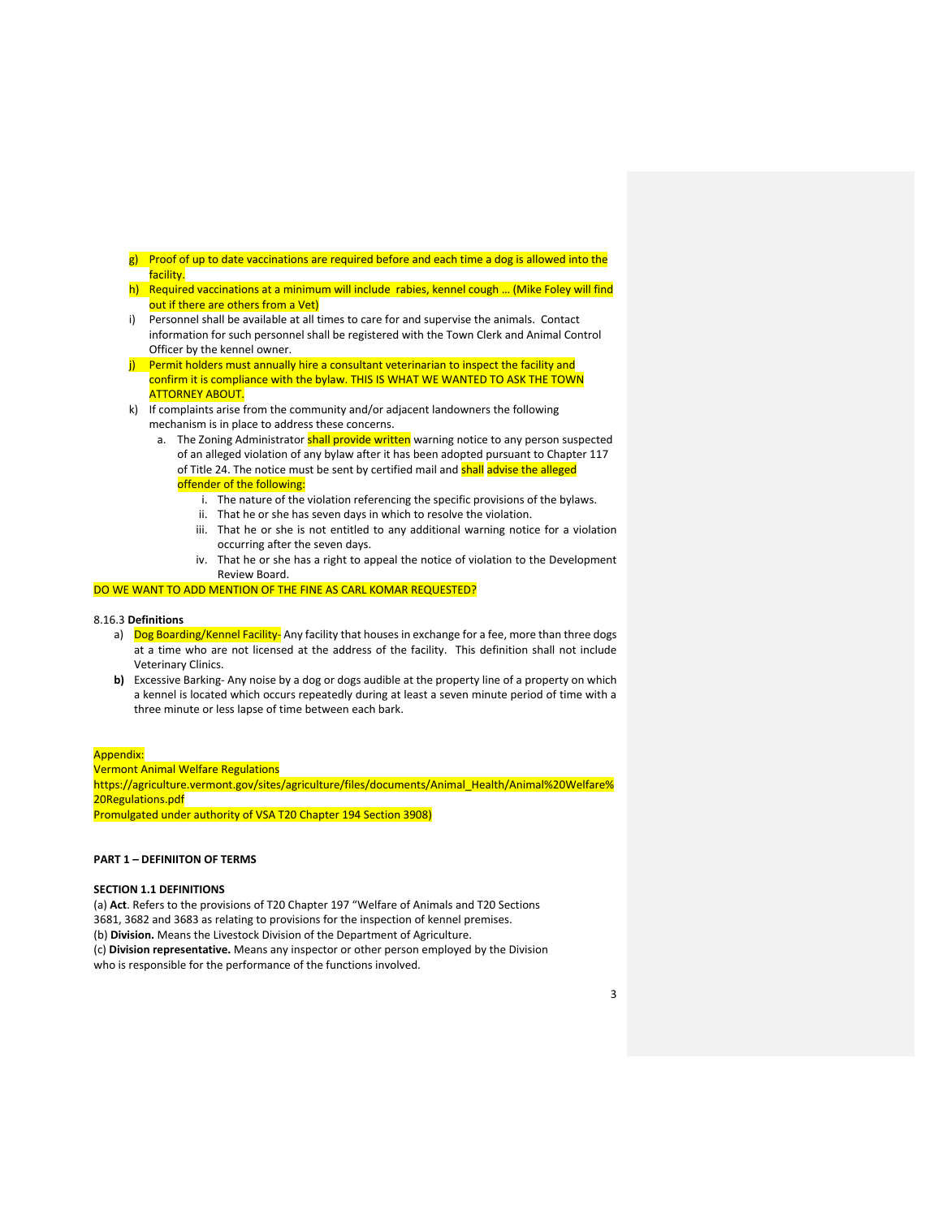g) Proof of up to date vaccinations are required before and each time a dog is allowed into the facility.
h) Required vaccinations at a minimum will include rabies, kennel cough … (Mike Foley will find out if there are others from a Vet)
i) Personnel shall be available at all times to care for and supervise the animals. Contact information for such personnel shall be registered with the Town Clerk and Animal Control Officer by the kennel owner.
j) Permit holders must annually hire a consultant veterinarian to inspect the facility and confirm it is compliance with the bylaw. THIS IS WHAT WE WANTED TO ASK THE TOWN ATTORNEY ABOUT.
k) If complaints arise from the community and/or adjacent landowners the following mechanism is in place to address these concerns.
   a. The Zoning Administrator shall provide written warning notice to any person suspected of an alleged violation of any bylaw after it has been adopted pursuant to Chapter 117 of Title 24. The notice must be sent by certified mail and shall advise the alleged offender of the following:
      i. The nature of the violation referencing the specific provisions of the bylaws.
      ii. That he or she has seven days in which to resolve the violation.
      iii. That he or she is not entitled to any additional warning notice for a violation occurring after the seven days.
      iv. That he or she has a right to appeal the notice of violation to the Development Review Board.

DO WE WANT TO ADD MENTION OF THE FINE AS CARL KOMAR REQUESTED?

8.16.3 **Definitions**

a) Dog Boarding/Kennel Facility- Any facility that houses in exchange for a fee, more than three dogs at a time who are not licensed at the address of the facility. This definition shall not include Veterinary Clinics.
**b)** Excessive Barking- Any noise by a dog or dogs audible at the property line of a property on which a kennel is located which occurs repeatedly during at least a seven minute period of time with a three minute or less lapse of time between each bark.

Appendix:
Vermont Animal Welfare Regulations
https://agriculture.vermont.gov/sites/agriculture/files/documents/Animal_Health/Animal%20Welfare%20Regulations.pdf
Promulgated under authority of VSA T20 Chapter 194 Section 3908)

**PART 1 – DEFINIITON OF TERMS**

**SECTION 1.1 DEFINITIONS**

(a) **Act**. Refers to the provisions of T20 Chapter 197 "Welfare of Animals and T20 Sections 3681, 3682 and 3683 as relating to provisions for the inspection of kennel premises.
(b) **Division.** Means the Livestock Division of the Department of Agriculture.
(c) **Division representative.** Means any inspector or other person employed by the Division who is responsible for the performance of the functions involved.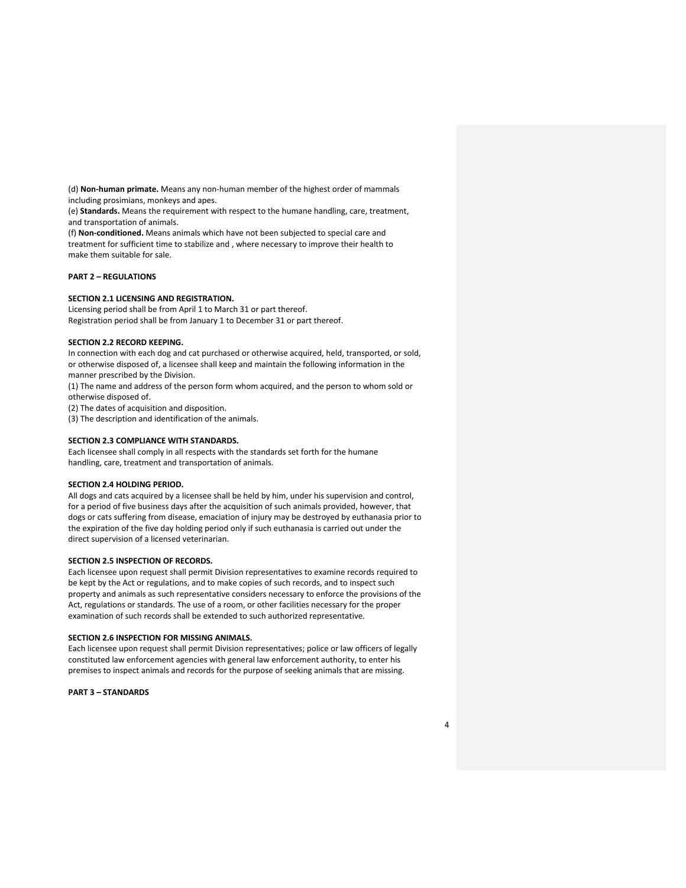(d) **Non-human primate.** Means any non-human member of the highest order of mammals including prosimians, monkeys and apes.
(e) **Standards.** Means the requirement with respect to the humane handling, care, treatment, and transportation of animals.
(f) **Non-conditioned.** Means animals which have not been subjected to special care and treatment for sufficient time to stabilize and , where necessary to improve their health to make them suitable for sale.

**PART 2 – REGULATIONS**

**SECTION 2.1 LICENSING AND REGISTRATION.**
Licensing period shall be from April 1 to March 31 or part thereof.
Registration period shall be from January 1 to December 31 or part thereof.

**SECTION 2.2 RECORD KEEPING.**
In connection with each dog and cat purchased or otherwise acquired, held, transported, or sold, or otherwise disposed of, a licensee shall keep and maintain the following information in the manner prescribed by the Division.
(1) The name and address of the person form whom acquired, and the person to whom sold or otherwise disposed of.
(2) The dates of acquisition and disposition.
(3) The description and identification of the animals.

**SECTION 2.3 COMPLIANCE WITH STANDARDS.**
Each licensee shall comply in all respects with the standards set forth for the humane handling, care, treatment and transportation of animals.

**SECTION 2.4 HOLDING PERIOD.**
All dogs and cats acquired by a licensee shall be held by him, under his supervision and control, for a period of five business days after the acquisition of such animals provided, however, that dogs or cats suffering from disease, emaciation of injury may be destroyed by euthanasia prior to the expiration of the five day holding period only if such euthanasia is carried out under the direct supervision of a licensed veterinarian.

**SECTION 2.5 INSPECTION OF RECORDS.**
Each licensee upon request shall permit Division representatives to examine records required to be kept by the Act or regulations, and to make copies of such records, and to inspect such property and animals as such representative considers necessary to enforce the provisions of the Act, regulations or standards. The use of a room, or other facilities necessary for the proper examination of such records shall be extended to such authorized representative.

**SECTION 2.6 INSPECTION FOR MISSING ANIMALS.**
Each licensee upon request shall permit Division representatives; police or law officers of legally constituted law enforcement agencies with general law enforcement authority, to enter his premises to inspect animals and records for the purpose of seeking animals that are missing.

**PART 3 – STANDARDS**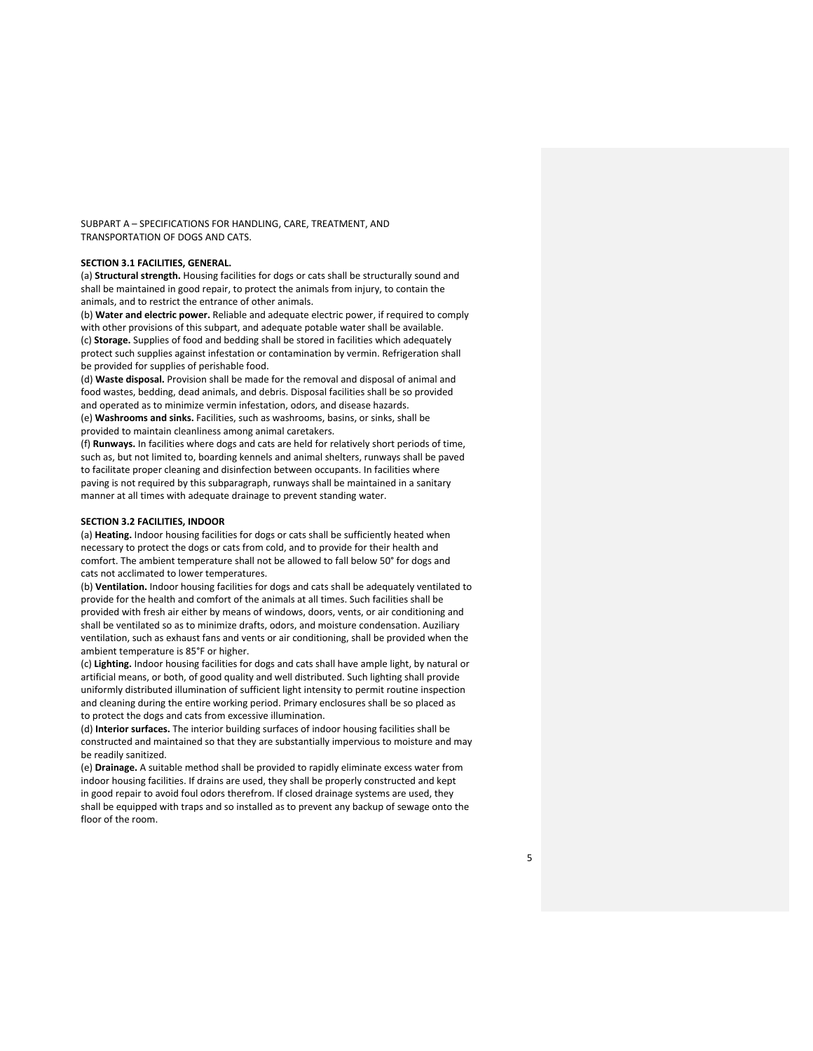SUBPART A – SPECIFICATIONS FOR HANDLING, CARE, TREATMENT, AND TRANSPORTATION OF DOGS AND CATS.

**SECTION 3.1 FACILITIES, GENERAL.**

(a) **Structural strength.** Housing facilities for dogs or cats shall be structurally sound and shall be maintained in good repair, to protect the animals from injury, to contain the animals, and to restrict the entrance of other animals.

(b) **Water and electric power.** Reliable and adequate electric power, if required to comply with other provisions of this subpart, and adequate potable water shall be available.

(c) **Storage.** Supplies of food and bedding shall be stored in facilities which adequately protect such supplies against infestation or contamination by vermin. Refrigeration shall be provided for supplies of perishable food.

(d) **Waste disposal.** Provision shall be made for the removal and disposal of animal and food wastes, bedding, dead animals, and debris. Disposal facilities shall be so provided and operated as to minimize vermin infestation, odors, and disease hazards.

(e) **Washrooms and sinks.** Facilities, such as washrooms, basins, or sinks, shall be provided to maintain cleanliness among animal caretakers.

(f) **Runways.** In facilities where dogs and cats are held for relatively short periods of time, such as, but not limited to, boarding kennels and animal shelters, runways shall be paved to facilitate proper cleaning and disinfection between occupants. In facilities where paving is not required by this subparagraph, runways shall be maintained in a sanitary manner at all times with adequate drainage to prevent standing water.

**SECTION 3.2 FACILITIES, INDOOR**

(a) **Heating.** Indoor housing facilities for dogs or cats shall be sufficiently heated when necessary to protect the dogs or cats from cold, and to provide for their health and comfort. The ambient temperature shall not be allowed to fall below 50° for dogs and cats not acclimated to lower temperatures.

(b) **Ventilation.** Indoor housing facilities for dogs and cats shall be adequately ventilated to provide for the health and comfort of the animals at all times. Such facilities shall be provided with fresh air either by means of windows, doors, vents, or air conditioning and shall be ventilated so as to minimize drafts, odors, and moisture condensation. Auziliary ventilation, such as exhaust fans and vents or air conditioning, shall be provided when the ambient temperature is 85°F or higher.

(c) **Lighting.** Indoor housing facilities for dogs and cats shall have ample light, by natural or artificial means, or both, of good quality and well distributed. Such lighting shall provide uniformly distributed illumination of sufficient light intensity to permit routine inspection and cleaning during the entire working period. Primary enclosures shall be so placed as to protect the dogs and cats from excessive illumination.

(d) **Interior surfaces.** The interior building surfaces of indoor housing facilities shall be constructed and maintained so that they are substantially impervious to moisture and may be readily sanitized.

(e) **Drainage.** A suitable method shall be provided to rapidly eliminate excess water from indoor housing facilities. If drains are used, they shall be properly constructed and kept in good repair to avoid foul odors therefrom. If closed drainage systems are used, they shall be equipped with traps and so installed as to prevent any backup of sewage onto the floor of the room.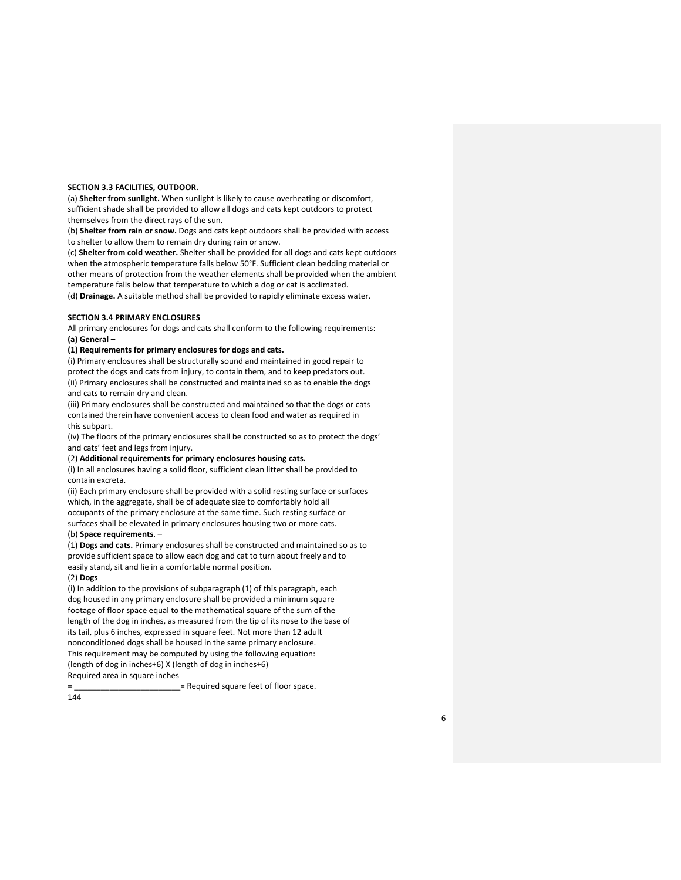**SECTION 3.3 FACILITIES, OUTDOOR.**

(a) **Shelter from sunlight.** When sunlight is likely to cause overheating or discomfort, sufficient shade shall be provided to allow all dogs and cats kept outdoors to protect themselves from the direct rays of the sun.

(b) **Shelter from rain or snow.** Dogs and cats kept outdoors shall be provided with access to shelter to allow them to remain dry during rain or snow.

(c) **Shelter from cold weather.** Shelter shall be provided for all dogs and cats kept outdoors when the atmospheric temperature falls below 50°F. Sufficient clean bedding material or other means of protection from the weather elements shall be provided when the ambient temperature falls below that temperature to which a dog or cat is acclimated.

(d) **Drainage.** A suitable method shall be provided to rapidly eliminate excess water.

**SECTION 3.4 PRIMARY ENCLOSURES**

All primary enclosures for dogs and cats shall conform to the following requirements:

**(a) General –**

**(1) Requirements for primary enclosures for dogs and cats.**

(i) Primary enclosures shall be structurally sound and maintained in good repair to protect the dogs and cats from injury, to contain them, and to keep predators out.

(ii) Primary enclosures shall be constructed and maintained so as to enable the dogs and cats to remain dry and clean.

(iii) Primary enclosures shall be constructed and maintained so that the dogs or cats contained therein have convenient access to clean food and water as required in this subpart.

(iv) The floors of the primary enclosures shall be constructed so as to protect the dogs' and cats' feet and legs from injury.

(2) **Additional requirements for primary enclosures housing cats.**

(i) In all enclosures having a solid floor, sufficient clean litter shall be provided to contain excreta.

(ii) Each primary enclosure shall be provided with a solid resting surface or surfaces which, in the aggregate, shall be of adequate size to comfortably hold all occupants of the primary enclosure at the same time. Such resting surface or surfaces shall be elevated in primary enclosures housing two or more cats.

(b) **Space requirements**. –

(1) **Dogs and cats.** Primary enclosures shall be constructed and maintained so as to provide sufficient space to allow each dog and cat to turn about freely and to easily stand, sit and lie in a comfortable normal position.

(2) **Dogs**

(i) In addition to the provisions of subparagraph (1) of this paragraph, each dog housed in any primary enclosure shall be provided a minimum square footage of floor space equal to the mathematical square of the sum of the length of the dog in inches, as measured from the tip of its nose to the base of its tail, plus 6 inches, expressed in square feet. Not more than 12 adult nonconditioned dogs shall be housed in the same primary enclosure.

This requirement may be computed by using the following equation:

$$\frac{(\text{length of dog in inches}+6) \times (\text{length of dog in inches}+6)}{144} = \text{Required square feet of floor space.}$$

(length of dog in inches+6) X (length of dog in inches+6)
Required area in square inches
= ________________________ = Required square feet of floor space.
144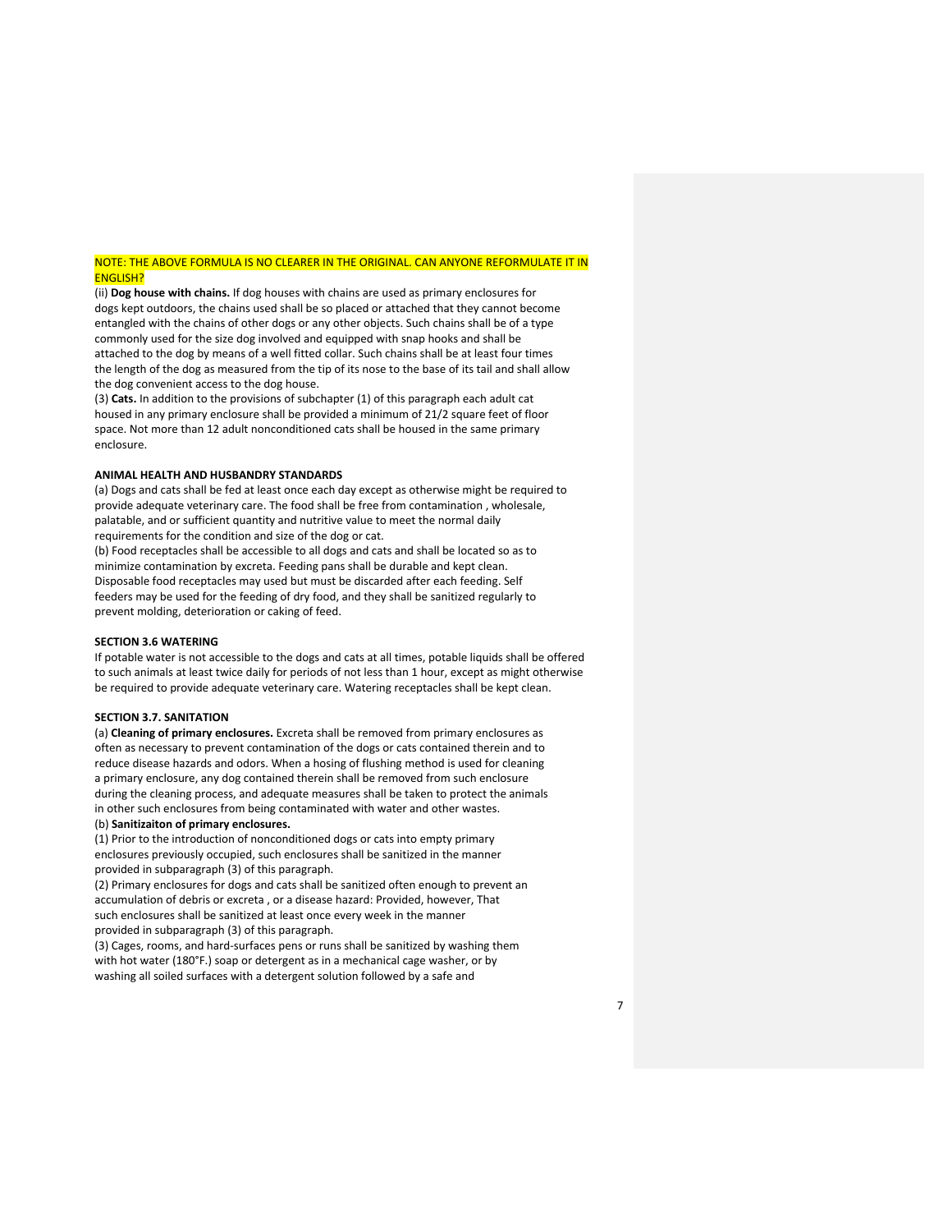NOTE: THE ABOVE FORMULA IS NO CLEARER IN THE ORIGINAL. CAN ANYONE REFORMULATE IT IN ENGLISH?

(ii) **Dog house with chains.** If dog houses with chains are used as primary enclosures for dogs kept outdoors, the chains used shall be so placed or attached that they cannot become entangled with the chains of other dogs or any other objects. Such chains shall be of a type commonly used for the size dog involved and equipped with snap hooks and shall be attached to the dog by means of a well fitted collar. Such chains shall be at least four times the length of the dog as measured from the tip of its nose to the base of its tail and shall allow the dog convenient access to the dog house.

(3) **Cats.** In addition to the provisions of subchapter (1) of this paragraph each adult cat housed in any primary enclosure shall be provided a minimum of 21/2 square feet of floor space. Not more than 12 adult nonconditioned cats shall be housed in the same primary enclosure.

**ANIMAL HEALTH AND HUSBANDRY STANDARDS**

(a) Dogs and cats shall be fed at least once each day except as otherwise might be required to provide adequate veterinary care. The food shall be free from contamination , wholesale, palatable, and or sufficient quantity and nutritive value to meet the normal daily requirements for the condition and size of the dog or cat.

(b) Food receptacles shall be accessible to all dogs and cats and shall be located so as to minimize contamination by excreta. Feeding pans shall be durable and kept clean. Disposable food receptacles may used but must be discarded after each feeding. Self feeders may be used for the feeding of dry food, and they shall be sanitized regularly to prevent molding, deterioration or caking of feed.

**SECTION 3.6 WATERING**

If potable water is not accessible to the dogs and cats at all times, potable liquids shall be offered to such animals at least twice daily for periods of not less than 1 hour, except as might otherwise be required to provide adequate veterinary care. Watering receptacles shall be kept clean.

**SECTION 3.7. SANITATION**

(a) **Cleaning of primary enclosures.** Excreta shall be removed from primary enclosures as often as necessary to prevent contamination of the dogs or cats contained therein and to reduce disease hazards and odors. When a hosing of flushing method is used for cleaning a primary enclosure, any dog contained therein shall be removed from such enclosure during the cleaning process, and adequate measures shall be taken to protect the animals in other such enclosures from being contaminated with water and other wastes.

(b) **Sanitizaiton of primary enclosures.**

(1) Prior to the introduction of nonconditioned dogs or cats into empty primary enclosures previously occupied, such enclosures shall be sanitized in the manner provided in subparagraph (3) of this paragraph.

(2) Primary enclosures for dogs and cats shall be sanitized often enough to prevent an accumulation of debris or excreta , or a disease hazard: Provided, however, That such enclosures shall be sanitized at least once every week in the manner provided in subparagraph (3) of this paragraph.

(3) Cages, rooms, and hard-surfaces pens or runs shall be sanitized by washing them with hot water (180°F.) soap or detergent as in a mechanical cage washer, or by washing all soiled surfaces with a detergent solution followed by a safe and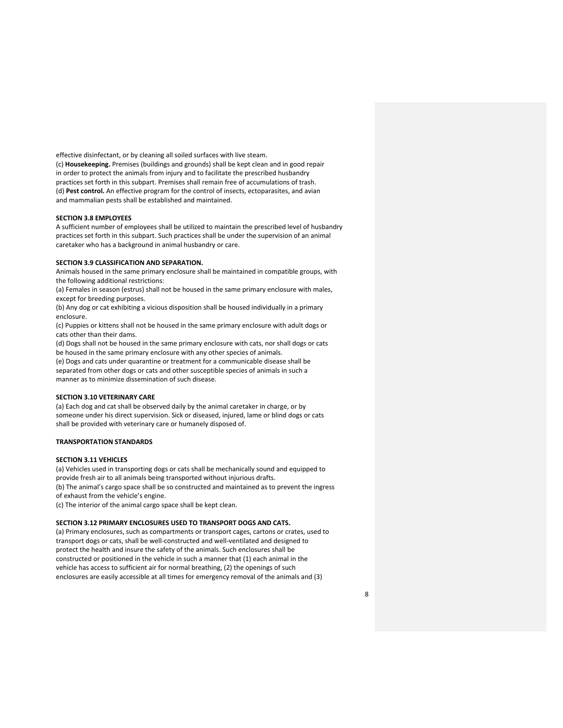effective disinfectant, or by cleaning all soiled surfaces with live steam.

(c) **Housekeeping.** Premises (buildings and grounds) shall be kept clean and in good repair in order to protect the animals from injury and to facilitate the prescribed husbandry practices set forth in this subpart. Premises shall remain free of accumulations of trash.

(d) **Pest control.** An effective program for the control of insects, ectoparasites, and avian and mammalian pests shall be established and maintained.

**SECTION 3.8 EMPLOYEES**

A sufficient number of employees shall be utilized to maintain the prescribed level of husbandry practices set forth in this subpart. Such practices shall be under the supervision of an animal caretaker who has a background in animal husbandry or care.

**SECTION 3.9 CLASSIFICATION AND SEPARATION.**

Animals housed in the same primary enclosure shall be maintained in compatible groups, with the following additional restrictions:

(a) Females in season (estrus) shall not be housed in the same primary enclosure with males, except for breeding purposes.

(b) Any dog or cat exhibiting a vicious disposition shall be housed individually in a primary enclosure.

(c) Puppies or kittens shall not be housed in the same primary enclosure with adult dogs or cats other than their dams.

(d) Dogs shall not be housed in the same primary enclosure with cats, nor shall dogs or cats be housed in the same primary enclosure with any other species of animals.

(e) Dogs and cats under quarantine or treatment for a communicable disease shall be separated from other dogs or cats and other susceptible species of animals in such a manner as to minimize dissemination of such disease.

**SECTION 3.10 VETERINARY CARE**

(a) Each dog and cat shall be observed daily by the animal caretaker in charge, or by someone under his direct supervision. Sick or diseased, injured, lame or blind dogs or cats shall be provided with veterinary care or humanely disposed of.

**TRANSPORTATION STANDARDS**

**SECTION 3.11 VEHICLES**

(a) Vehicles used in transporting dogs or cats shall be mechanically sound and equipped to provide fresh air to all animals being transported without injurious drafts.

(b) The animal's cargo space shall be so constructed and maintained as to prevent the ingress of exhaust from the vehicle's engine.

(c) The interior of the animal cargo space shall be kept clean.

**SECTION 3.12 PRIMARY ENCLOSURES USED TO TRANSPORT DOGS AND CATS.**

(a) Primary enclosures, such as compartments or transport cages, cartons or crates, used to transport dogs or cats, shall be well-constructed and well-ventilated and designed to protect the health and insure the safety of the animals. Such enclosures shall be constructed or positioned in the vehicle in such a manner that (1) each animal in the vehicle has access to sufficient air for normal breathing, (2) the openings of such enclosures are easily accessible at all times for emergency removal of the animals and (3)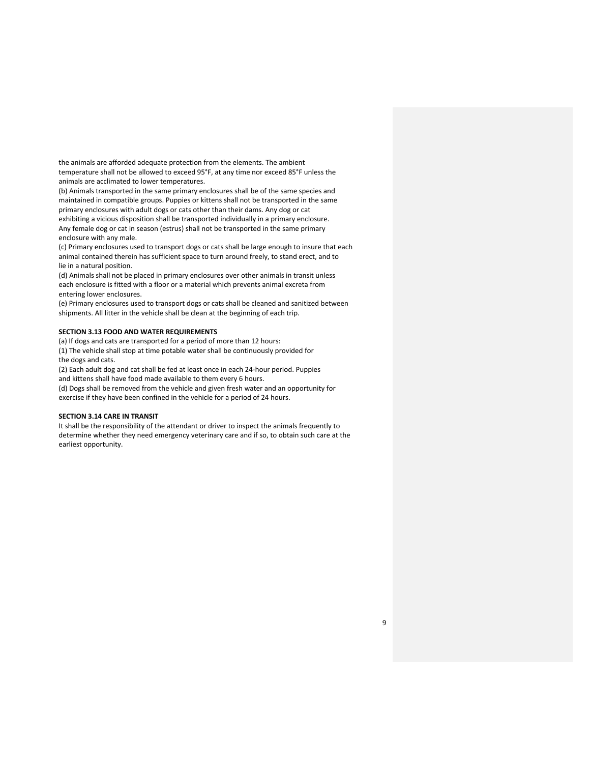the animals are afforded adequate protection from the elements. The ambient temperature shall not be allowed to exceed 95°F, at any time nor exceed 85°F unless the animals are acclimated to lower temperatures.

(b) Animals transported in the same primary enclosures shall be of the same species and maintained in compatible groups. Puppies or kittens shall not be transported in the same primary enclosures with adult dogs or cats other than their dams. Any dog or cat exhibiting a vicious disposition shall be transported individually in a primary enclosure. Any female dog or cat in season (estrus) shall not be transported in the same primary enclosure with any male.

(c) Primary enclosures used to transport dogs or cats shall be large enough to insure that each animal contained therein has sufficient space to turn around freely, to stand erect, and to lie in a natural position.

(d) Animals shall not be placed in primary enclosures over other animals in transit unless each enclosure is fitted with a floor or a material which prevents animal excreta from entering lower enclosures.

(e) Primary enclosures used to transport dogs or cats shall be cleaned and sanitized between shipments. All litter in the vehicle shall be clean at the beginning of each trip.

**SECTION 3.13 FOOD AND WATER REQUIREMENTS**

(a) If dogs and cats are transported for a period of more than 12 hours:

(1) The vehicle shall stop at time potable water shall be continuously provided for the dogs and cats.

(2) Each adult dog and cat shall be fed at least once in each 24-hour period. Puppies and kittens shall have food made available to them every 6 hours.

(d) Dogs shall be removed from the vehicle and given fresh water and an opportunity for exercise if they have been confined in the vehicle for a period of 24 hours.

**SECTION 3.14 CARE IN TRANSIT**

It shall be the responsibility of the attendant or driver to inspect the animals frequently to determine whether they need emergency veterinary care and if so, to obtain such care at the earliest opportunity.